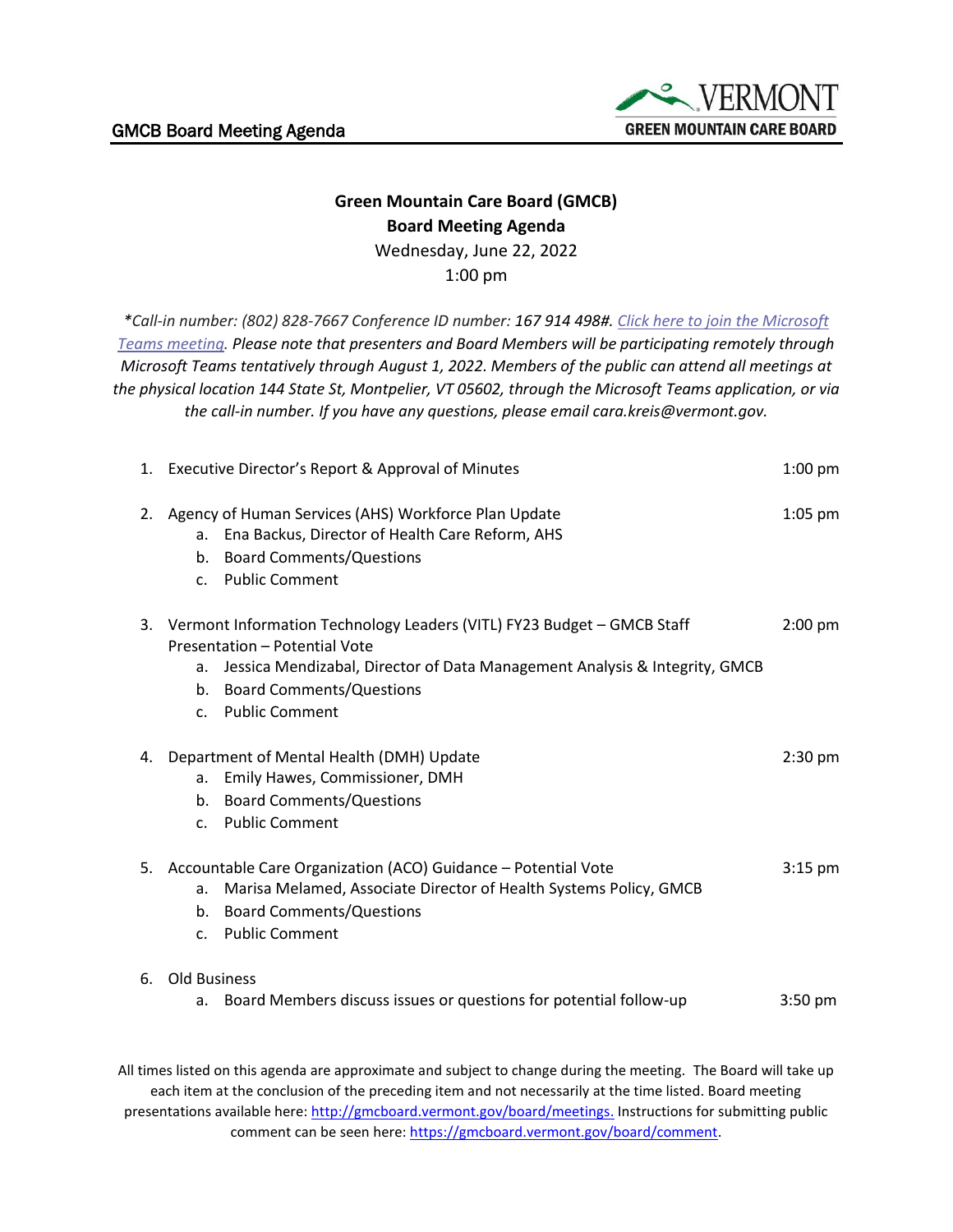# Green Mountain Care Board (GMCB)
## Board Meeting Agenda

Wednesday, June 22, 2022
1:00 pm

*\*Call-in number: (802) 828-7667 Conference ID number: **167 914 498#**. [Click here to join the Microsoft Teams meeting](). Please note that presenters and Board Members will be participating remotely through Microsoft Teams tentatively through August 1, 2022. Members of the public can attend all meetings at the physical location 144 State St, Montpelier, VT 05602, through the Microsoft Teams application, or via the call-in number. If you have any questions, please email cara.kreis@vermont.gov.*

1. Executive Director's Report & Approval of Minutes — 1:00 pm

2. Agency of Human Services (AHS) Workforce Plan Update — 1:05 pm
   a. Ena Backus, Director of Health Care Reform, AHS
   b. Board Comments/Questions
   c. Public Comment

3. Vermont Information Technology Leaders (VITL) FY23 Budget – GMCB Staff Presentation – Potential Vote — 2:00 pm
   a. Jessica Mendizabal, Director of Data Management Analysis & Integrity, GMCB
   b. Board Comments/Questions
   c. Public Comment

4. Department of Mental Health (DMH) Update — 2:30 pm
   a. Emily Hawes, Commissioner, DMH
   b. Board Comments/Questions
   c. Public Comment

5. Accountable Care Organization (ACO) Guidance – Potential Vote — 3:15 pm
   a. Marisa Melamed, Associate Director of Health Systems Policy, GMCB
   b. Board Comments/Questions
   c. Public Comment

6. Old Business
   a. Board Members discuss issues or questions for potential follow-up — 3:50 pm

All times listed on this agenda are approximate and subject to change during the meeting. The Board will take up each item at the conclusion of the preceding item and not necessarily at the time listed. Board meeting presentations available here: http://gmcboard.vermont.gov/board/meetings. Instructions for submitting public comment can be seen here: https://gmcboard.vermont.gov/board/comment.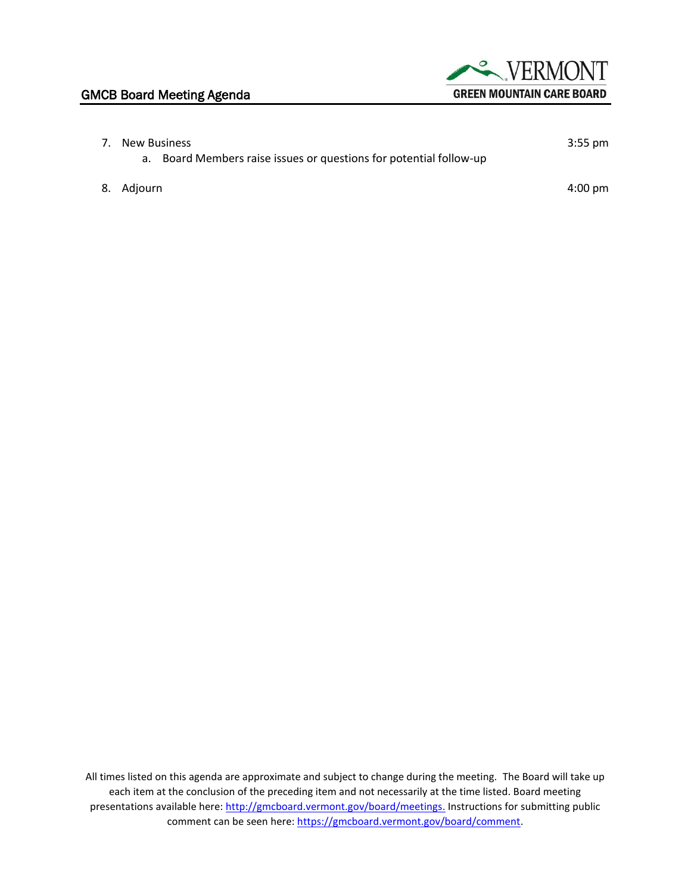7. New Business — 3:55 pm
   a. Board Members raise issues or questions for potential follow-up

8. Adjourn — 4:00 pm

All times listed on this agenda are approximate and subject to change during the meeting. The Board will take up each item at the conclusion of the preceding item and not necessarily at the time listed. Board meeting presentations available here: http://gmcboard.vermont.gov/board/meetings. Instructions for submitting public comment can be seen here: https://gmcboard.vermont.gov/board/comment.